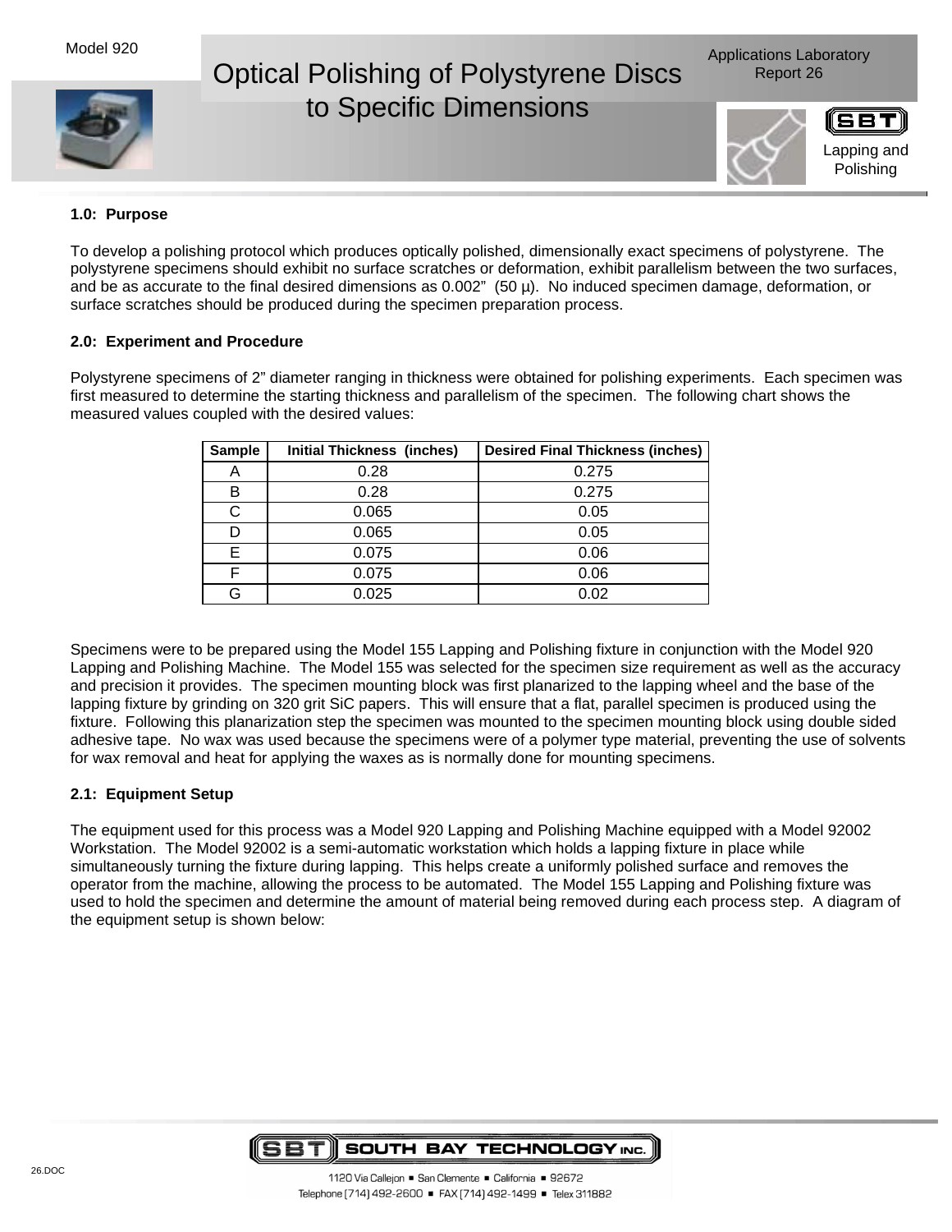Model 920

# Optical Polishing of Polystyrene Discs to Specific Dimensions

Applications Laboratory Report 26

Lapping and Polishing

### 1.0: Purpose

To develop a polishing protocol which produces optically polished, dimensionally exact specimens of polystyrene. The polystyrene specimens should exhibit no surface scratches or deformation, exhibit parallelism between the two surfaces, and be as accurate to the final desired dimensions as 0.002" (50 µ). No induced specimen damage, deformation, or surface scratches should be produced during the specimen preparation process.

### 2.0: Experiment and Procedure

Polystyrene specimens of 2" diameter ranging in thickness were obtained for polishing experiments. Each specimen was first measured to determine the starting thickness and parallelism of the specimen. The following chart shows the measured values coupled with the desired values:

| Sample | Initial Thickness (inches) | Desired Final Thickness (inches) |
|---|---|---|
| A | 0.28 | 0.275 |
| B | 0.28 | 0.275 |
| C | 0.065 | 0.05 |
| D | 0.065 | 0.05 |
| E | 0.075 | 0.06 |
| F | 0.075 | 0.06 |
| G | 0.025 | 0.02 |

Specimens were to be prepared using the Model 155 Lapping and Polishing fixture in conjunction with the Model 920 Lapping and Polishing Machine. The Model 155 was selected for the specimen size requirement as well as the accuracy and precision it provides. The specimen mounting block was first planarized to the lapping wheel and the base of the lapping fixture by grinding on 320 grit SiC papers. This will ensure that a flat, parallel specimen is produced using the fixture. Following this planarization step the specimen was mounted to the specimen mounting block using double sided adhesive tape. No wax was used because the specimens were of a polymer type material, preventing the use of solvents for wax removal and heat for applying the waxes as is normally done for mounting specimens.

### 2.1: Equipment Setup

The equipment used for this process was a Model 920 Lapping and Polishing Machine equipped with a Model 92002 Workstation. The Model 92002 is a semi-automatic workstation which holds a lapping fixture in place while simultaneously turning the fixture during lapping. This helps create a uniformly polished surface and removes the operator from the machine, allowing the process to be automated. The Model 155 Lapping and Polishing fixture was used to hold the specimen and determine the amount of material being removed during each process step. A diagram of the equipment setup is shown below: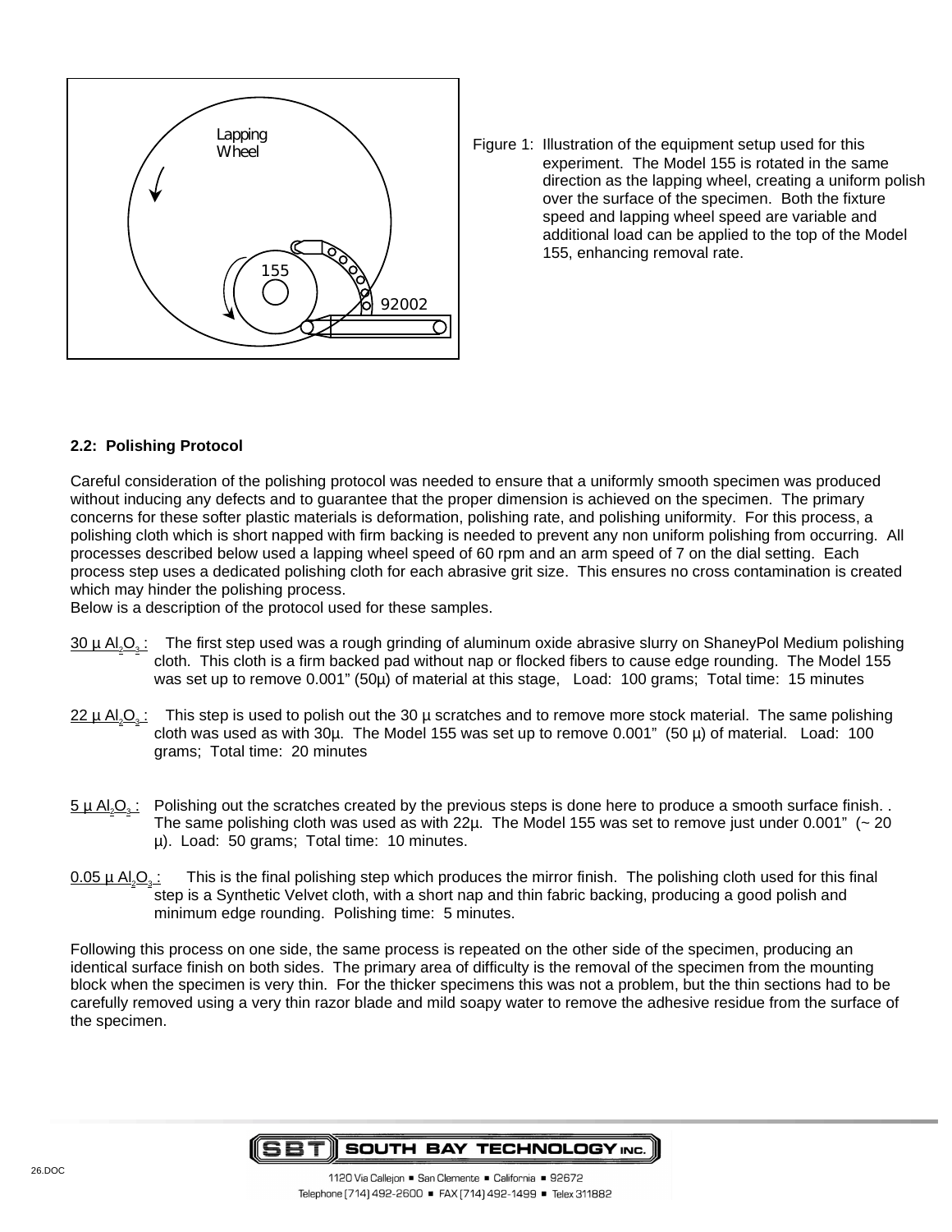Figure 1: Illustration of the equipment setup used for this experiment. The Model 155 is rotated in the same direction as the lapping wheel, creating a uniform polish over the surface of the specimen. Both the fixture speed and lapping wheel speed are variable and additional load can be applied to the top of the Model 155, enhancing removal rate.

### 2.2: Polishing Protocol

Careful consideration of the polishing protocol was needed to ensure that a uniformly smooth specimen was produced without inducing any defects and to guarantee that the proper dimension is achieved on the specimen. The primary concerns for these softer plastic materials is deformation, polishing rate, and polishing uniformity. For this process, a polishing cloth which is short napped with firm backing is needed to prevent any non uniform polishing from occurring. All processes described below used a lapping wheel speed of 60 rpm and an arm speed of 7 on the dial setting. Each process step uses a dedicated polishing cloth for each abrasive grit size. This ensures no cross contamination is created which may hinder the polishing process.
Below is a description of the protocol used for these samples.

30 µ $Al_2O_3$ : The first step used was a rough grinding of aluminum oxide abrasive slurry on ShaneyPol Medium polishing cloth. This cloth is a firm backed pad without nap or flocked fibers to cause edge rounding. The Model 155 was set up to remove 0.001" (50µ) of material at this stage, Load: 100 grams; Total time: 15 minutes

22 µ $Al_2O_3$ : This step is used to polish out the 30 µ scratches and to remove more stock material. The same polishing cloth was used as with 30µ. The Model 155 was set up to remove 0.001" (50 µ) of material. Load: 100 grams; Total time: 20 minutes

5 µ $Al_2O_3$ : Polishing out the scratches created by the previous steps is done here to produce a smooth surface finish. . The same polishing cloth was used as with 22µ. The Model 155 was set to remove just under 0.001" (~ 20 µ). Load: 50 grams; Total time: 10 minutes.

0.05 µ $Al_2O_3$ : This is the final polishing step which produces the mirror finish. The polishing cloth used for this final step is a Synthetic Velvet cloth, with a short nap and thin fabric backing, producing a good polish and minimum edge rounding. Polishing time: 5 minutes.

Following this process on one side, the same process is repeated on the other side of the specimen, producing an identical surface finish on both sides. The primary area of difficulty is the removal of the specimen from the mounting block when the specimen is very thin. For the thicker specimens this was not a problem, but the thin sections had to be carefully removed using a very thin razor blade and mild soapy water to remove the adhesive residue from the surface of the specimen.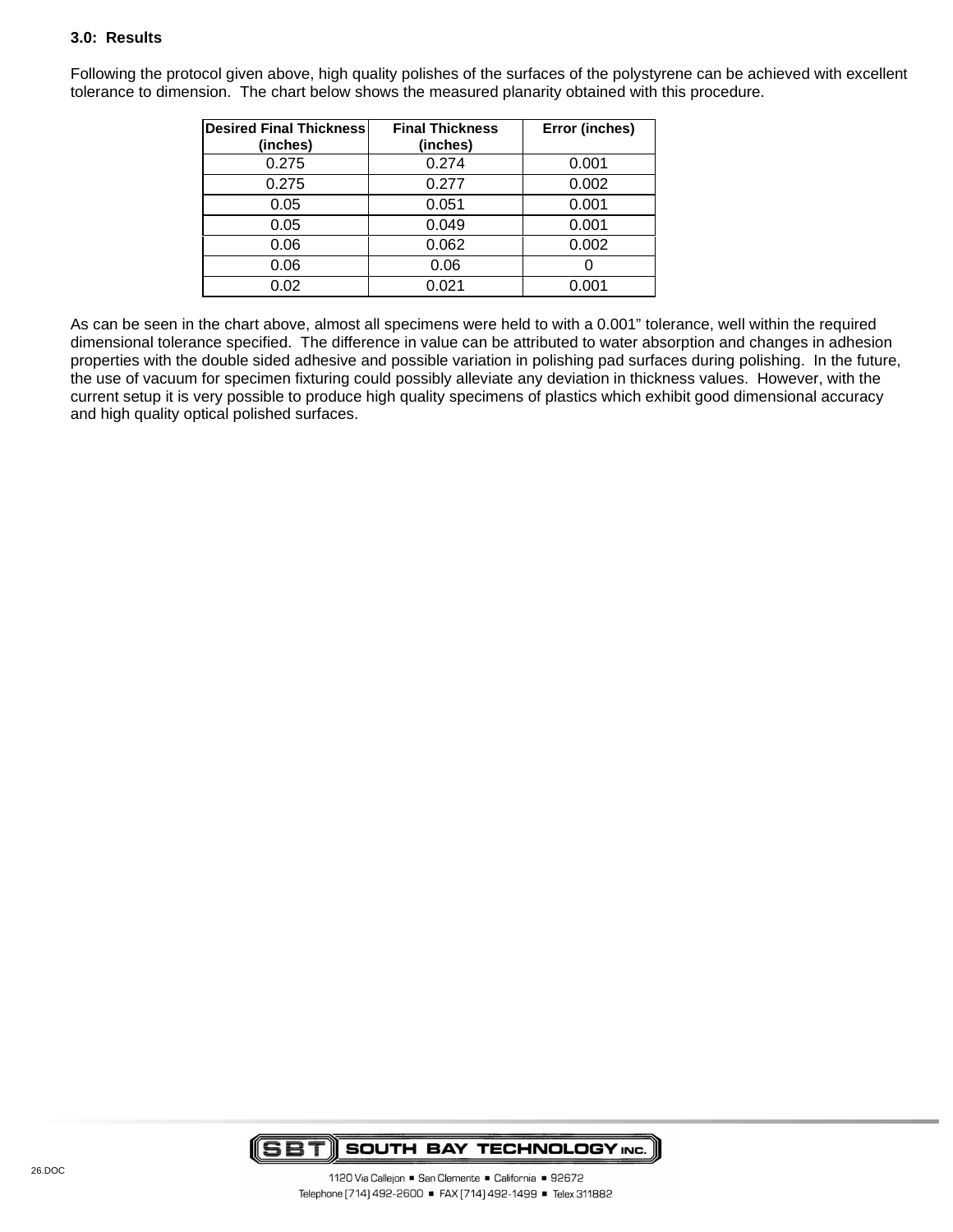### 3.0: Results

Following the protocol given above, high quality polishes of the surfaces of the polystyrene can be achieved with excellent tolerance to dimension. The chart below shows the measured planarity obtained with this procedure.

| Desired Final Thickness (inches) | Final Thickness (inches) | Error (inches) |
|---|---|---|
| 0.275 | 0.274 | 0.001 |
| 0.275 | 0.277 | 0.002 |
| 0.05 | 0.051 | 0.001 |
| 0.05 | 0.049 | 0.001 |
| 0.06 | 0.062 | 0.002 |
| 0.06 | 0.06 | 0 |
| 0.02 | 0.021 | 0.001 |

As can be seen in the chart above, almost all specimens were held to with a 0.001" tolerance, well within the required dimensional tolerance specified. The difference in value can be attributed to water absorption and changes in adhesion properties with the double sided adhesive and possible variation in polishing pad surfaces during polishing. In the future, the use of vacuum for specimen fixturing could possibly alleviate any deviation in thickness values. However, with the current setup it is very possible to produce high quality specimens of plastics which exhibit good dimensional accuracy and high quality optical polished surfaces.